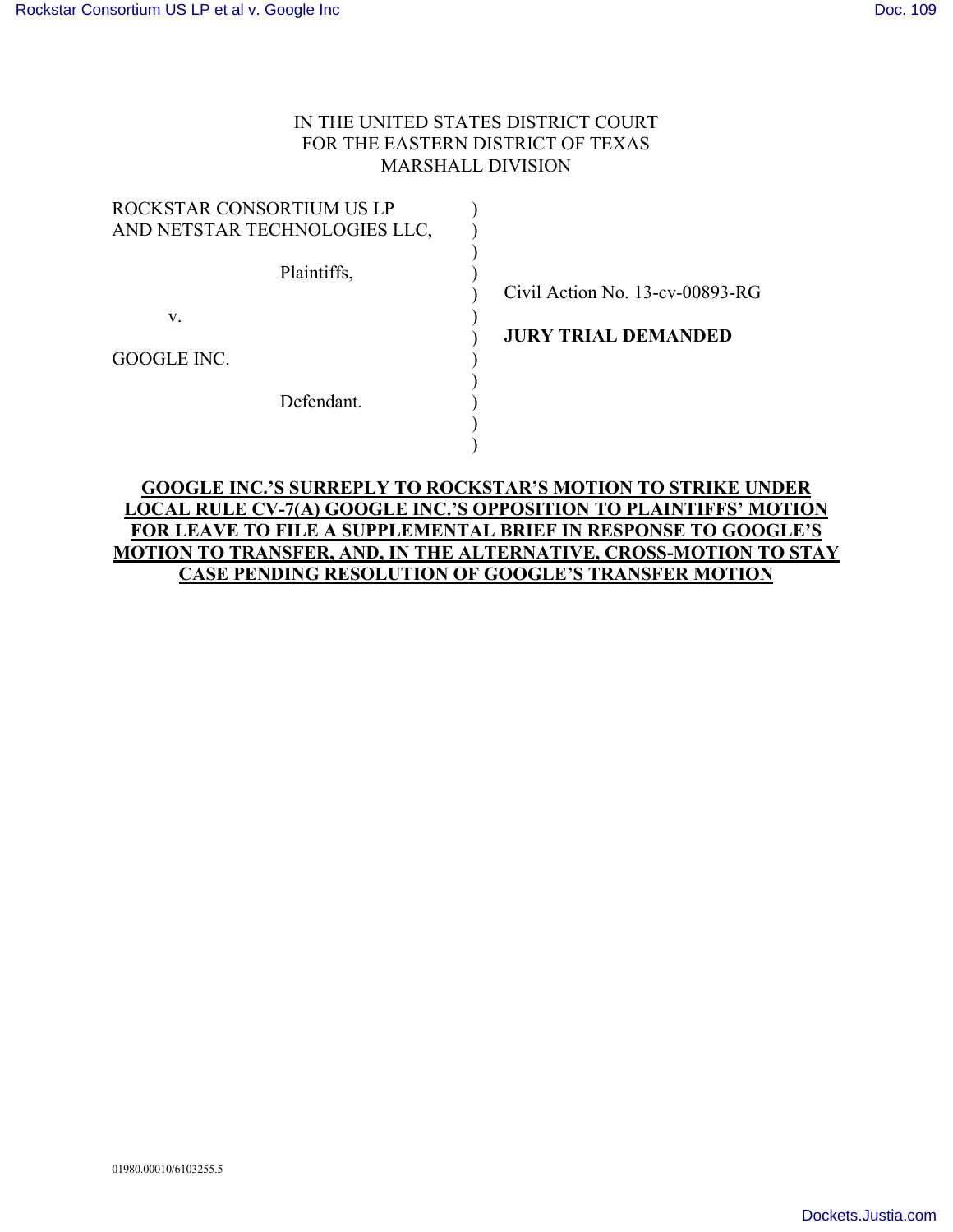IN THE UNITED STATES DISTRICT COURT
FOR THE EASTERN DISTRICT OF TEXAS
MARSHALL DIVISION

| | | |
|---|---|---|
| ROCKSTAR CONSORTIUM US LP AND NETSTAR TECHNOLOGIES LLC, | ) | |
| Plaintiffs, | ) | Civil Action No. 13-cv-00893-RG |
| v. | ) | **JURY TRIAL DEMANDED** |
| GOOGLE INC. | ) | |
| Defendant. | ) | |

**GOOGLE INC.'S SURREPLY TO ROCKSTAR'S MOTION TO STRIKE UNDER LOCAL RULE CV-7(A) GOOGLE INC.'S OPPOSITION TO PLAINTIFFS' MOTION FOR LEAVE TO FILE A SUPPLEMENTAL BRIEF IN RESPONSE TO GOOGLE'S MOTION TO TRANSFER, AND, IN THE ALTERNATIVE, CROSS-MOTION TO STAY CASE PENDING RESOLUTION OF GOOGLE'S TRANSFER MOTION**

01980.00010/6103255.5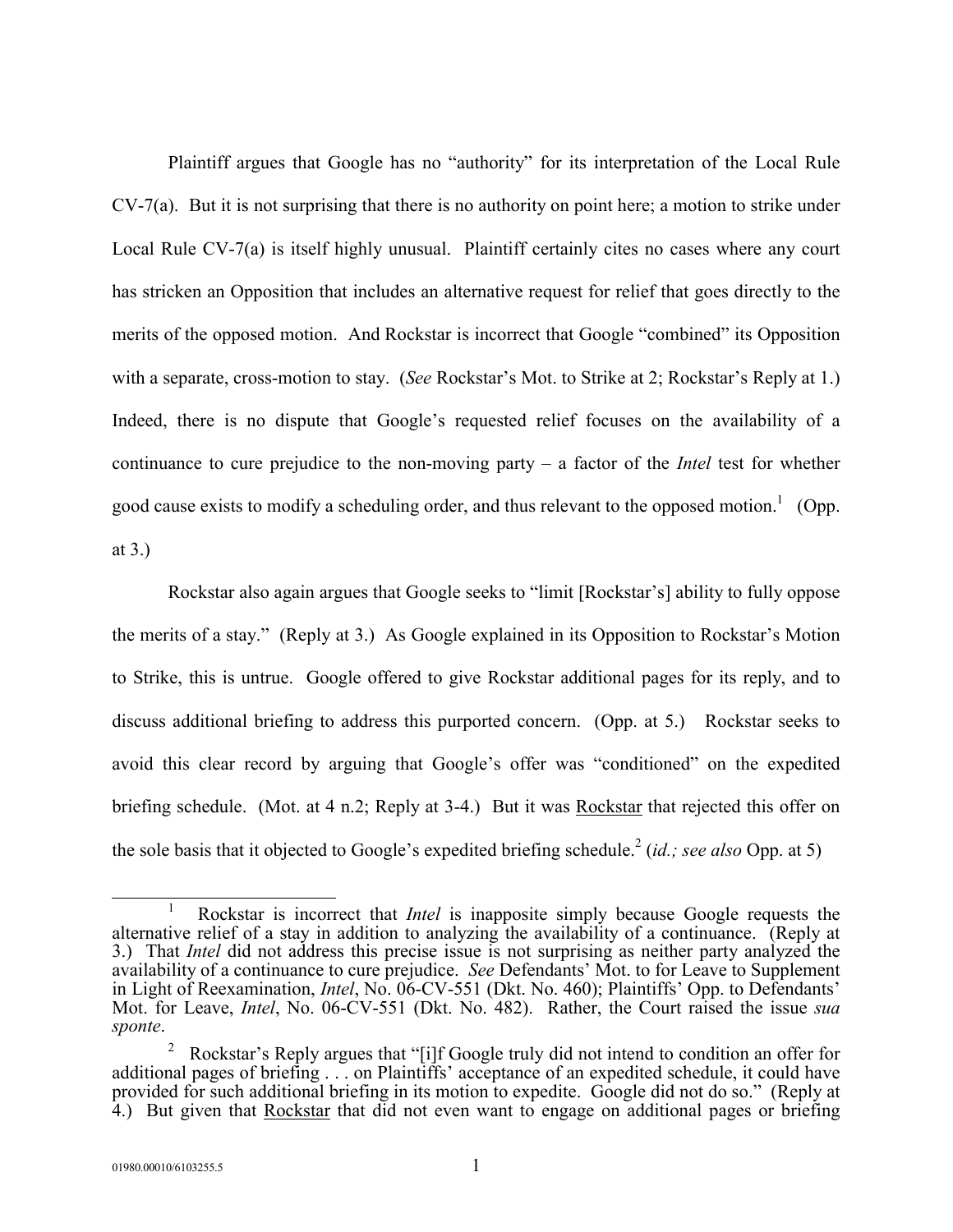Plaintiff argues that Google has no "authority" for its interpretation of the Local Rule CV-7(a). But it is not surprising that there is no authority on point here; a motion to strike under Local Rule CV-7(a) is itself highly unusual. Plaintiff certainly cites no cases where any court has stricken an Opposition that includes an alternative request for relief that goes directly to the merits of the opposed motion. And Rockstar is incorrect that Google "combined" its Opposition with a separate, cross-motion to stay. (*See* Rockstar's Mot. to Strike at 2; Rockstar's Reply at 1.) Indeed, there is no dispute that Google's requested relief focuses on the availability of a continuance to cure prejudice to the non-moving party – a factor of the *Intel* test for whether good cause exists to modify a scheduling order, and thus relevant to the opposed motion.[1] (Opp. at 3.)

Rockstar also again argues that Google seeks to "limit [Rockstar's] ability to fully oppose the merits of a stay." (Reply at 3.) As Google explained in its Opposition to Rockstar's Motion to Strike, this is untrue. Google offered to give Rockstar additional pages for its reply, and to discuss additional briefing to address this purported concern. (Opp. at 5.) Rockstar seeks to avoid this clear record by arguing that Google's offer was "conditioned" on the expedited briefing schedule. (Mot. at 4 n.2; Reply at 3-4.) But it was <u>Rockstar</u> that rejected this offer on the sole basis that it objected to Google's expedited briefing schedule.[2] (*id.; see also* Opp. at 5)

---

[1] Rockstar is incorrect that *Intel* is inapposite simply because Google requests the alternative relief of a stay in addition to analyzing the availability of a continuance. (Reply at 3.) That *Intel* did not address this precise issue is not surprising as neither party analyzed the availability of a continuance to cure prejudice. *See* Defendants' Mot. to for Leave to Supplement in Light of Reexamination, *Intel*, No. 06-CV-551 (Dkt. No. 460); Plaintiffs' Opp. to Defendants' Mot. for Leave, *Intel*, No. 06-CV-551 (Dkt. No. 482). Rather, the Court raised the issue *sua sponte*.

[2] Rockstar's Reply argues that "[i]f Google truly did not intend to condition an offer for additional pages of briefing . . . on Plaintiffs' acceptance of an expedited schedule, it could have provided for such additional briefing in its motion to expedite. Google did not do so." (Reply at 4.) But given that <u>Rockstar</u> that did not even want to engage on additional pages or briefing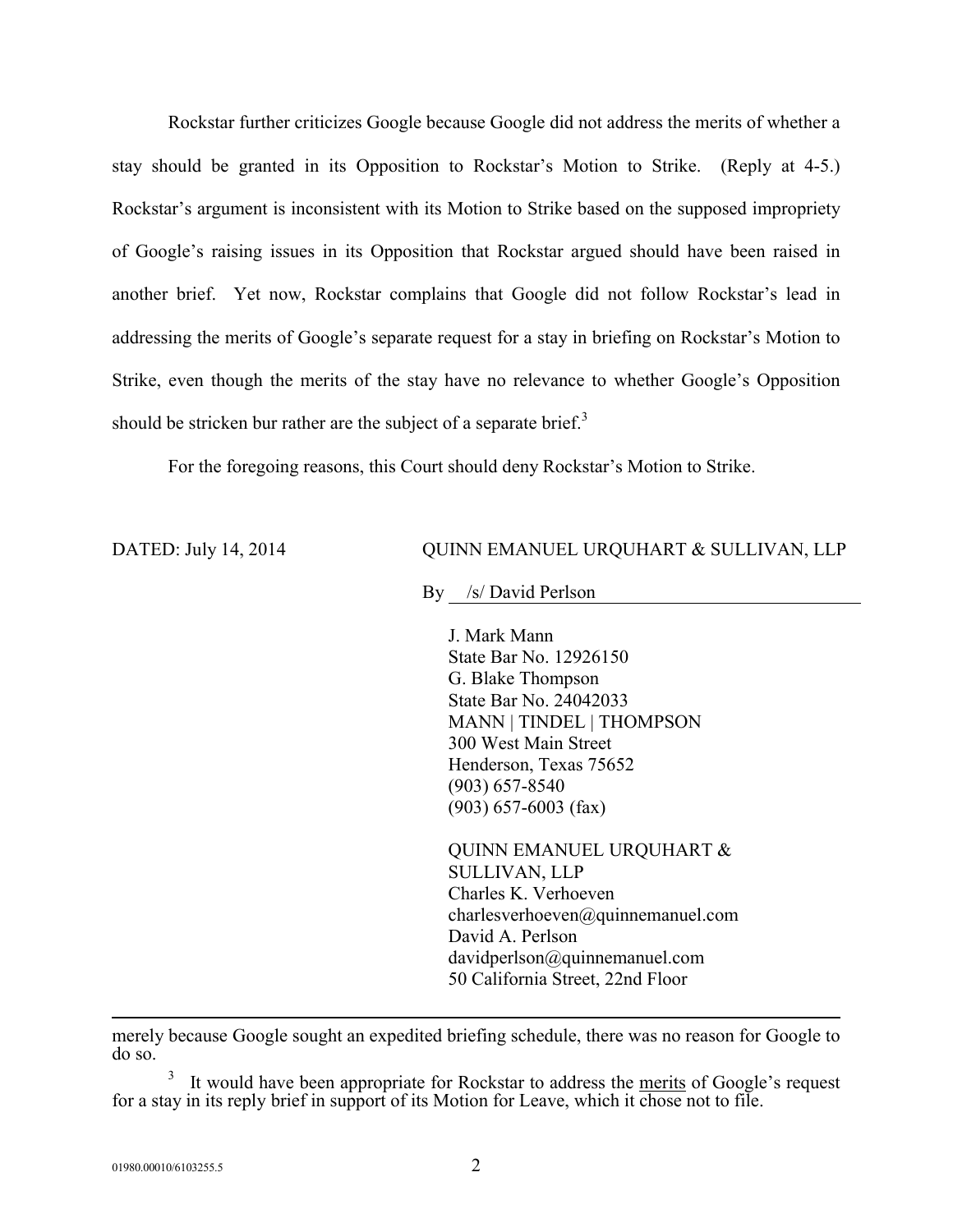Rockstar further criticizes Google because Google did not address the merits of whether a stay should be granted in its Opposition to Rockstar's Motion to Strike. (Reply at 4-5.) Rockstar's argument is inconsistent with its Motion to Strike based on the supposed impropriety of Google's raising issues in its Opposition that Rockstar argued should have been raised in another brief. Yet now, Rockstar complains that Google did not follow Rockstar's lead in addressing the merits of Google's separate request for a stay in briefing on Rockstar's Motion to Strike, even though the merits of the stay have no relevance to whether Google's Opposition should be stricken bur rather are the subject of a separate brief.[3]

For the foregoing reasons, this Court should deny Rockstar's Motion to Strike.

DATED: July 14, 2014

QUINN EMANUEL URQUHART & SULLIVAN, LLP

By /s/ David Perlson

J. Mark Mann
State Bar No. 12926150
G. Blake Thompson
State Bar No. 24042033
MANN | TINDEL | THOMPSON
300 West Main Street
Henderson, Texas 75652
(903) 657-8540
(903) 657-6003 (fax)

QUINN EMANUEL URQUHART & SULLIVAN, LLP
Charles K. Verhoeven
charlesverhoeven@quinnemanuel.com
David A. Perlson
davidperlson@quinnemanuel.com
50 California Street, 22nd Floor

---

merely because Google sought an expedited briefing schedule, there was no reason for Google to do so.

[3] It would have been appropriate for Rockstar to address the merits of Google's request for a stay in its reply brief in support of its Motion for Leave, which it chose not to file.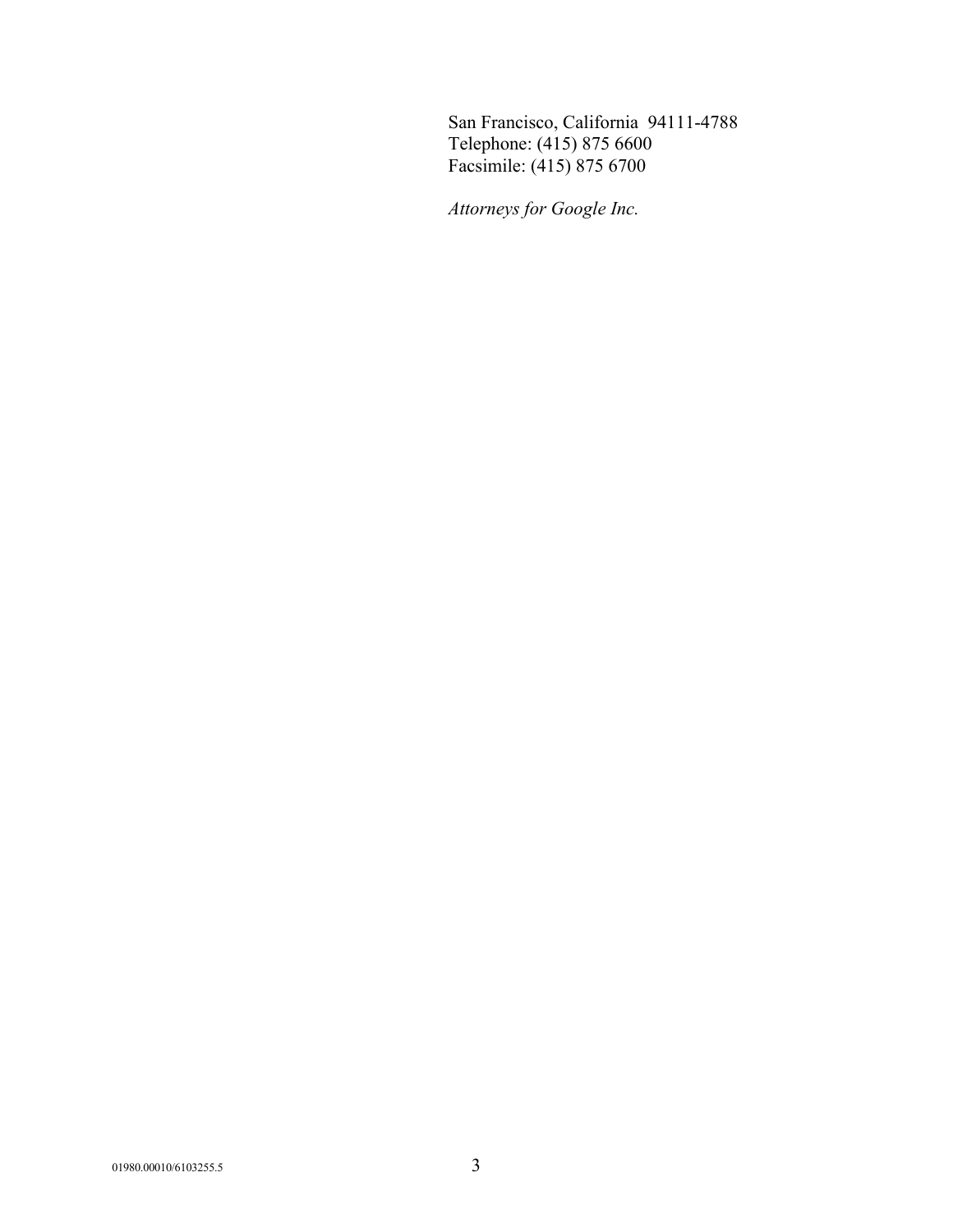San Francisco, California  94111-4788
Telephone: (415) 875 6600
Facsimile: (415) 875 6700

*Attorneys for Google Inc.*

01980.00010/6103255.5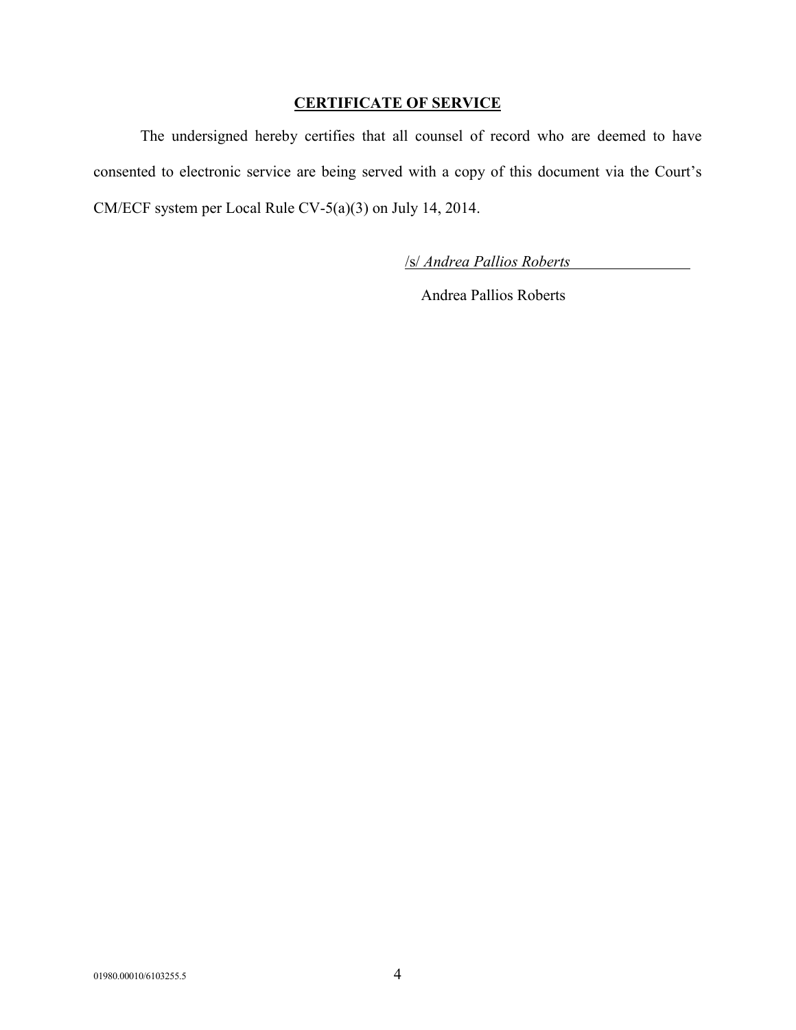**CERTIFICATE OF SERVICE**

The undersigned hereby certifies that all counsel of record who are deemed to have consented to electronic service are being served with a copy of this document via the Court's CM/ECF system per Local Rule CV-5(a)(3) on July 14, 2014.

/s/ *Andrea Pallios Roberts*

Andrea Pallios Roberts

01980.00010/6103255.5